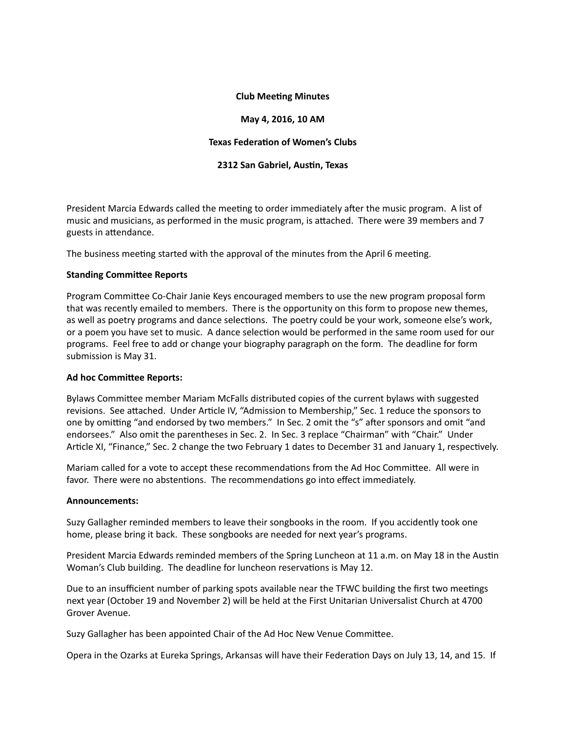**Club Meeting Minutes**

**May 4, 2016, 10 AM**

**Texas Federation of Women's Clubs**

**2312 San Gabriel, Austin, Texas**

President Marcia Edwards called the meeting to order immediately after the music program. A list of music and musicians, as performed in the music program, is attached. There were 39 members and 7 guests in attendance.

The business meeting started with the approval of the minutes from the April 6 meeting.

**Standing Committee Reports**

Program Committee Co-Chair Janie Keys encouraged members to use the new program proposal form that was recently emailed to members. There is the opportunity on this form to propose new themes, as well as poetry programs and dance selections. The poetry could be your work, someone else's work, or a poem you have set to music. A dance selection would be performed in the same room used for our programs. Feel free to add or change your biography paragraph on the form. The deadline for form submission is May 31.

**Ad hoc Committee Reports:**

Bylaws Committee member Mariam McFalls distributed copies of the current bylaws with suggested revisions. See attached. Under Article IV, "Admission to Membership," Sec. 1 reduce the sponsors to one by omitting "and endorsed by two members." In Sec. 2 omit the "s" after sponsors and omit "and endorsees." Also omit the parentheses in Sec. 2. In Sec. 3 replace "Chairman" with "Chair." Under Article XI, "Finance," Sec. 2 change the two February 1 dates to December 31 and January 1, respectively.

Mariam called for a vote to accept these recommendations from the Ad Hoc Committee. All were in favor. There were no abstentions. The recommendations go into effect immediately.

**Announcements:**

Suzy Gallagher reminded members to leave their songbooks in the room. If you accidently took one home, please bring it back. These songbooks are needed for next year's programs.

President Marcia Edwards reminded members of the Spring Luncheon at 11 a.m. on May 18 in the Austin Woman's Club building. The deadline for luncheon reservations is May 12.

Due to an insufficient number of parking spots available near the TFWC building the first two meetings next year (October 19 and November 2) will be held at the First Unitarian Universalist Church at 4700 Grover Avenue.

Suzy Gallagher has been appointed Chair of the Ad Hoc New Venue Committee.

Opera in the Ozarks at Eureka Springs, Arkansas will have their Federation Days on July 13, 14, and 15. If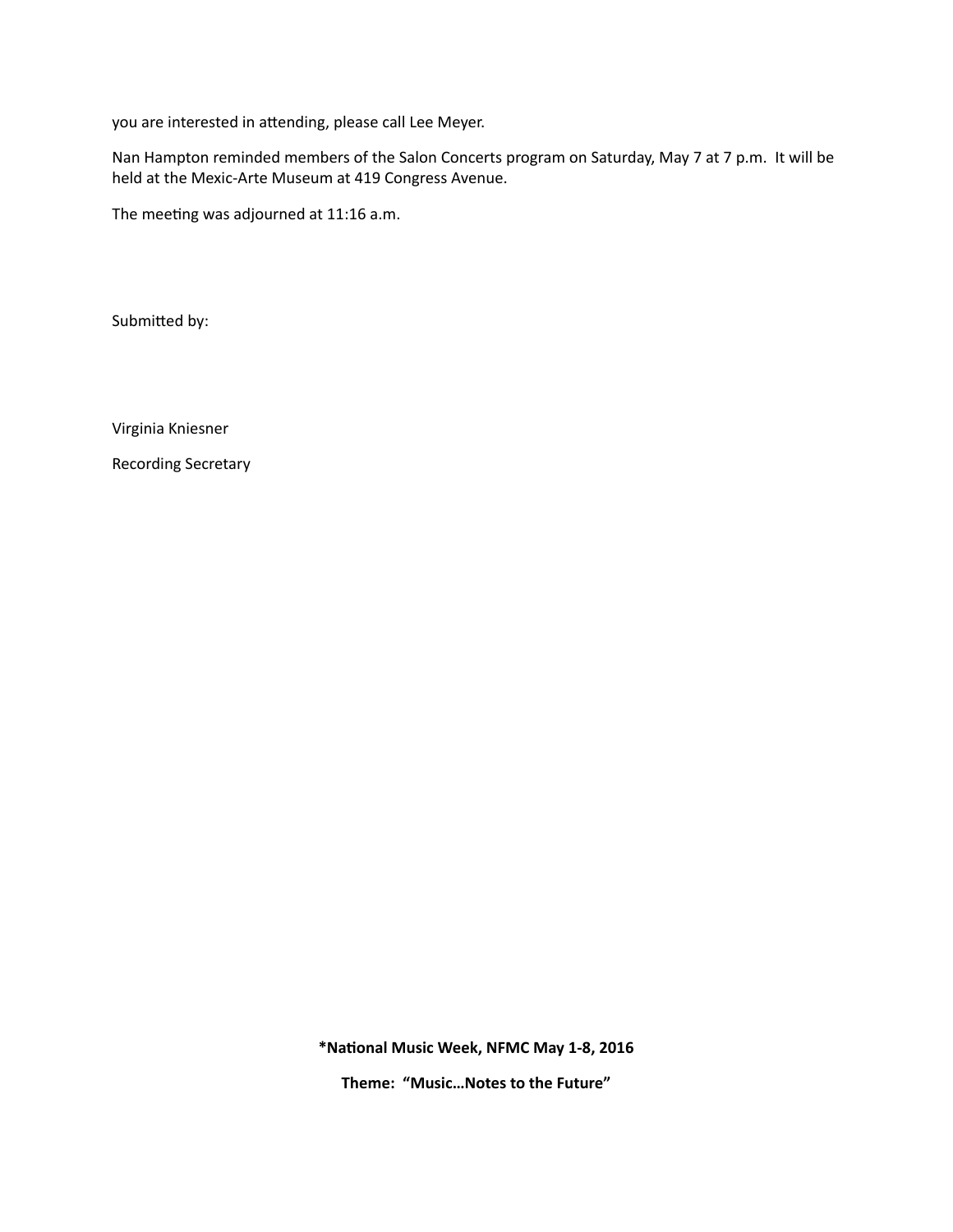you are interested in attending, please call Lee Meyer.

Nan Hampton reminded members of the Salon Concerts program on Saturday, May 7 at 7 p.m. It will be held at the Mexic-Arte Museum at 419 Congress Avenue.

The meeting was adjourned at 11:16 a.m.

Submitted by:

Virginia Kniesner

Recording Secretary

**\*National Music Week, NFMC May 1-8, 2016**

**Theme: "Music…Notes to the Future"**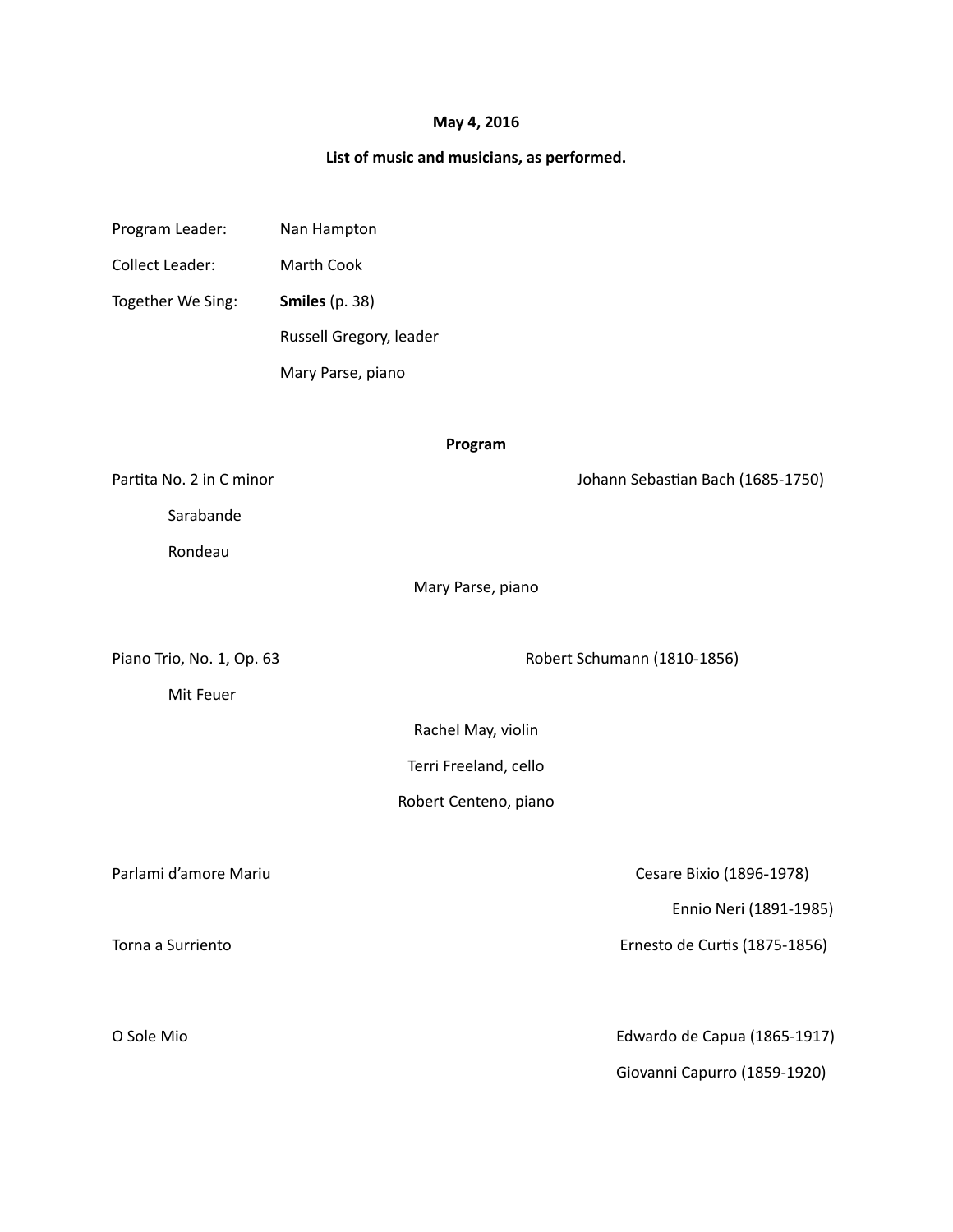**May 4, 2016**

**List of music and musicians, as performed.**

Program Leader: Nan Hampton

Collect Leader: Marth Cook

Together We Sing: **Smiles** (p. 38)

Russell Gregory, leader

Mary Parse, piano

**Program**

Partita No. 2 in C minor — Johann Sebastian Bach (1685-1750)

Sarabande

Rondeau

Mary Parse, piano

Piano Trio, No. 1, Op. 63 — Robert Schumann (1810-1856)

Mit Feuer

Rachel May, violin

Terri Freeland, cello

Robert Centeno, piano

Parlami d'amore Mariu — Cesare Bixio (1896-1978)

Ennio Neri (1891-1985)

Torna a Surriento — Ernesto de Curtis (1875-1856)

O Sole Mio — Edwardo de Capua (1865-1917)

Giovanni Capurro (1859-1920)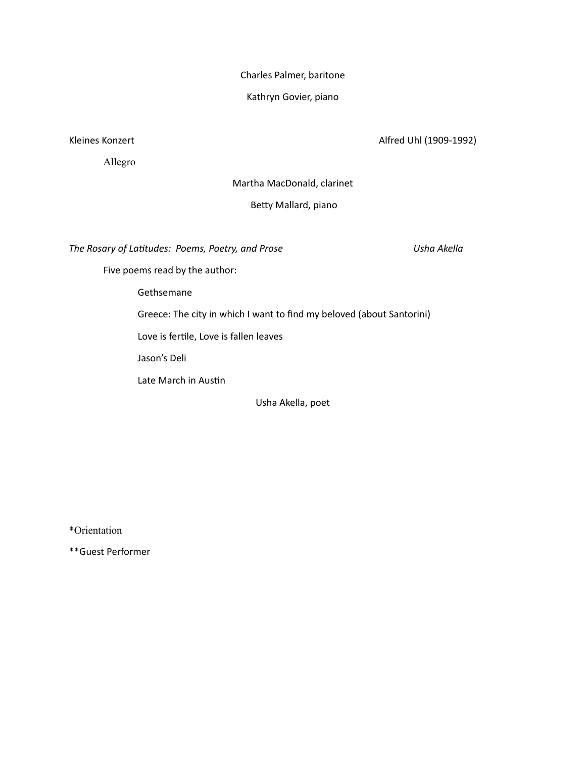Charles Palmer, baritone

Kathryn Govier, piano

Kleines Konzert — Alfred Uhl (1909-1992)

Allegro

Martha MacDonald, clarinet

Betty Mallard, piano

*The Rosary of Latitudes: Poems, Poetry, and Prose* — *Usha Akella*

Five poems read by the author:

Gethsemane

Greece: The city in which I want to find my beloved (about Santorini)

Love is fertile, Love is fallen leaves

Jason's Deli

Late March in Austin

Usha Akella, poet

*Orientation

**Guest Performer